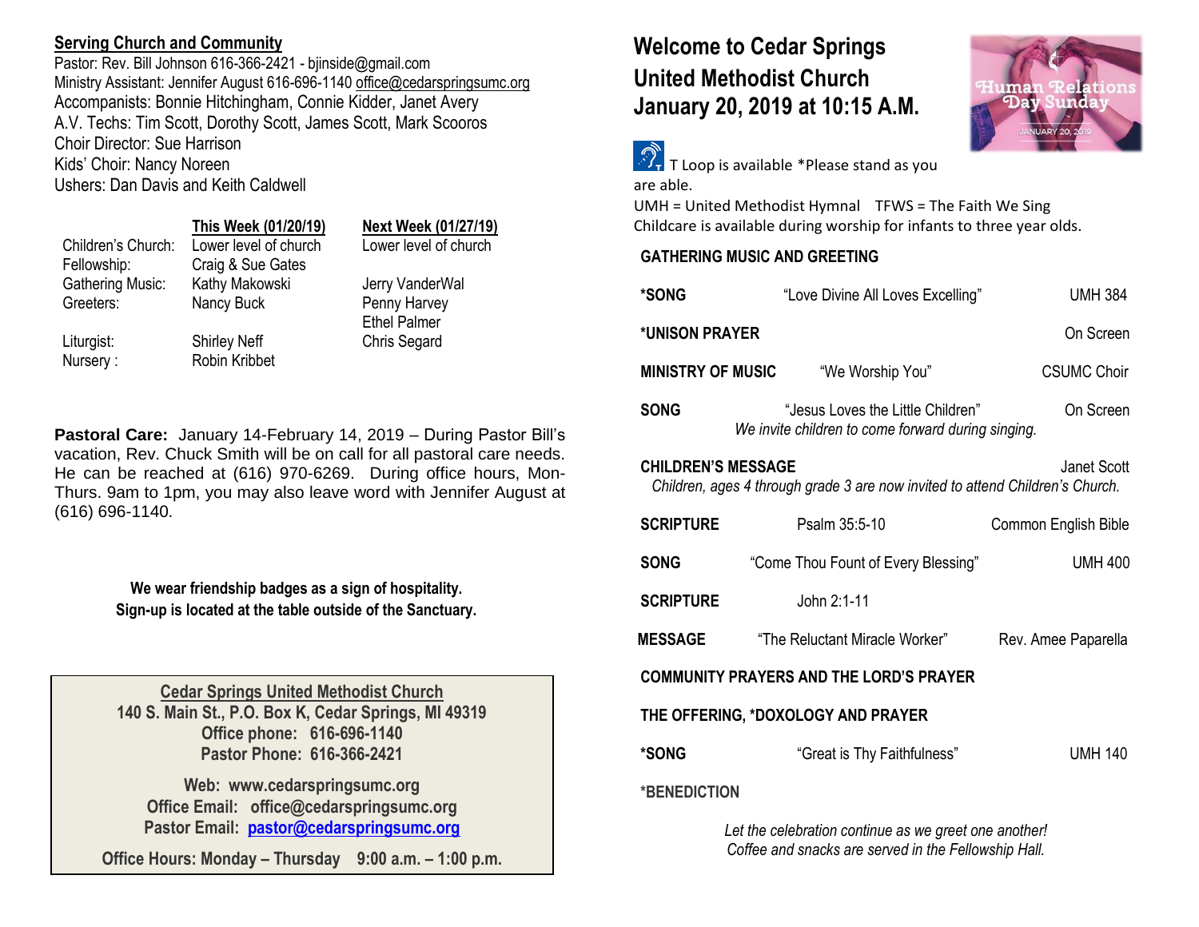## Serving Church and Community

Pastor: Rev. Bill Johnson 616-366-2421 - bjinside@gmail.com
Ministry Assistant: Jennifer August 616-696-1140 office@cedarspringsumc.org
Accompanists: Bonnie Hitchingham, Connie Kidder, Janet Avery
A.V. Techs: Tim Scott, Dorothy Scott, James Scott, Mark Scooros
Choir Director: Sue Harrison
Kids' Choir: Nancy Noreen
Ushers: Dan Davis and Keith Caldwell

| | This Week (01/20/19) | Next Week (01/27/19) |
|---|---|---|
| Children's Church: | Lower level of church | Lower level of church |
| Fellowship: | Craig & Sue Gates | |
| Gathering Music: | Kathy Makowski | Jerry VanderWal |
| Greeters: | Nancy Buck | Penny Harvey<br>Ethel Palmer |
| Liturgist: | Shirley Neff | Chris Segard |
| Nursery : | Robin Kribbet | |

**Pastoral Care:** January 14-February 14, 2019 – During Pastor Bill's vacation, Rev. Chuck Smith will be on call for all pastoral care needs. He can be reached at (616) 970-6269. During office hours, Mon-Thurs. 9am to 1pm, you may also leave word with Jennifer August at (616) 696-1140.

**We wear friendship badges as a sign of hospitality.**
**Sign-up is located at the table outside of the Sanctuary.**

**Cedar Springs United Methodist Church**
**140 S. Main St., P.O. Box K, Cedar Springs, MI 49319**
**Office phone: 616-696-1140**
**Pastor Phone: 616-366-2421**

**Web: www.cedarspringsumc.org**
**Office Email: office@cedarspringsumc.org**
**Pastor Email: pastor@cedarspringsumc.org**

**Office Hours: Monday – Thursday 9:00 a.m. – 1:00 p.m.**

# Welcome to Cedar Springs United Methodist Church
# January 20, 2019 at 10:15 A.M.

Human Relations Day Sunday
JANUARY 20, 2019

T Loop is available *Please stand as you are able.
UMH = United Methodist Hymnal TFWS = The Faith We Sing
Childcare is available during worship for infants to three year olds.

**GATHERING MUSIC AND GREETING**

**\*SONG** "Love Divine All Loves Excelling" UMH 384

**\*UNISON PRAYER** On Screen

**MINISTRY OF MUSIC** "We Worship You" CSUMC Choir

**SONG** "Jesus Loves the Little Children" On Screen
*We invite children to come forward during singing.*

**CHILDREN'S MESSAGE** Janet Scott
*Children, ages 4 through grade 3 are now invited to attend Children's Church.*

**SCRIPTURE** Psalm 35:5-10 Common English Bible

**SONG** "Come Thou Fount of Every Blessing" UMH 400

**SCRIPTURE** John 2:1-11

**MESSAGE** "The Reluctant Miracle Worker" Rev. Amee Paparella

**COMMUNITY PRAYERS AND THE LORD'S PRAYER**

**THE OFFERING, \*DOXOLOGY AND PRAYER**

**\*SONG** "Great is Thy Faithfulness" UMH 140

**\*BENEDICTION**

*Let the celebration continue as we greet one another!*
*Coffee and snacks are served in the Fellowship Hall.*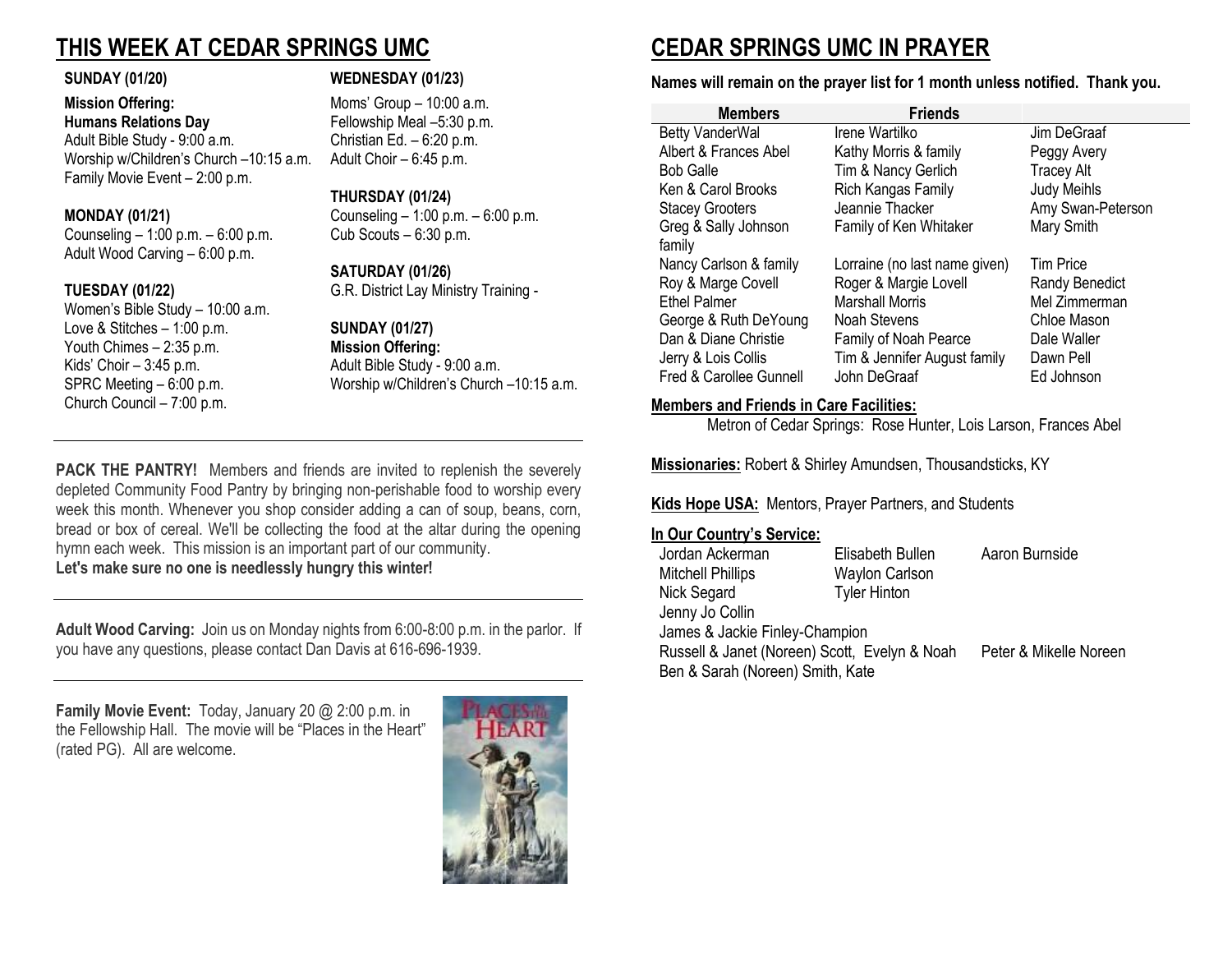# THIS WEEK AT CEDAR SPRINGS UMC

**SUNDAY (01/20)**

**Mission Offering:**
**Humans Relations Day**
Adult Bible Study - 9:00 a.m.
Worship w/Children's Church –10:15 a.m.
Family Movie Event – 2:00 p.m.

**MONDAY (01/21)**
Counseling – 1:00 p.m. – 6:00 p.m.
Adult Wood Carving – 6:00 p.m.

**TUESDAY (01/22)**
Women's Bible Study – 10:00 a.m.
Love & Stitches – 1:00 p.m.
Youth Chimes – 2:35 p.m.
Kids' Choir – 3:45 p.m.
SPRC Meeting – 6:00 p.m.
Church Council – 7:00 p.m.

**WEDNESDAY (01/23)**
Moms' Group – 10:00 a.m.
Fellowship Meal –5:30 p.m.
Christian Ed. – 6:20 p.m.
Adult Choir – 6:45 p.m.

**THURSDAY (01/24)**
Counseling – 1:00 p.m. – 6:00 p.m.
Cub Scouts – 6:30 p.m.

**SATURDAY (01/26)**
G.R. District Lay Ministry Training -

**SUNDAY (01/27)**
**Mission Offering:**
Adult Bible Study - 9:00 a.m.
Worship w/Children's Church –10:15 a.m.

---

**PACK THE PANTRY!** Members and friends are invited to replenish the severely depleted Community Food Pantry by bringing non-perishable food to worship every week this month. Whenever you shop consider adding a can of soup, beans, corn, bread or box of cereal. We'll be collecting the food at the altar during the opening hymn each week. This mission is an important part of our community.
**Let's make sure no one is needlessly hungry this winter!**

---

**Adult Wood Carving:** Join us on Monday nights from 6:00-8:00 p.m. in the parlor. If you have any questions, please contact Dan Davis at 616-696-1939.

---

**Family Movie Event:** Today, January 20 @ 2:00 p.m. in the Fellowship Hall. The movie will be "Places in the Heart" (rated PG). All are welcome.

# CEDAR SPRINGS UMC IN PRAYER

**Names will remain on the prayer list for 1 month unless notified. Thank you.**

| Members | Friends | |
|---|---|---|
| Betty VanderWal | Irene Wartilko | Jim DeGraaf |
| Albert & Frances Abel | Kathy Morris & family | Peggy Avery |
| Bob Galle | Tim & Nancy Gerlich | Tracey Alt |
| Ken & Carol Brooks | Rich Kangas Family | Judy Meihls |
| Stacey Grooters | Jeannie Thacker | Amy Swan-Peterson |
| Greg & Sally Johnson family | Family of Ken Whitaker | Mary Smith |
| Nancy Carlson & family | Lorraine (no last name given) | Tim Price |
| Roy & Marge Covell | Roger & Margie Lovell | Randy Benedict |
| Ethel Palmer | Marshall Morris | Mel Zimmerman |
| George & Ruth DeYoung | Noah Stevens | Chloe Mason |
| Dan & Diane Christie | Family of Noah Pearce | Dale Waller |
| Jerry & Lois Collis | Tim & Jennifer August family | Dawn Pell |
| Fred & Carollee Gunnell | John DeGraaf | Ed Johnson |

**Members and Friends in Care Facilities:**
Metron of Cedar Springs: Rose Hunter, Lois Larson, Frances Abel

**Missionaries:** Robert & Shirley Amundsen, Thousandsticks, KY

**Kids Hope USA:** Mentors, Prayer Partners, and Students

**In Our Country's Service:**

| | | |
|---|---|---|
| Jordan Ackerman | Elisabeth Bullen | Aaron Burnside |
| Mitchell Phillips | Waylon Carlson | |
| Nick Segard | Tyler Hinton | |
| Jenny Jo Collin | | |
| James & Jackie Finley-Champion | | |
| Russell & Janet (Noreen) Scott, Evelyn & Noah | | Peter & Mikelle Noreen |
| Ben & Sarah (Noreen) Smith, Kate | | |